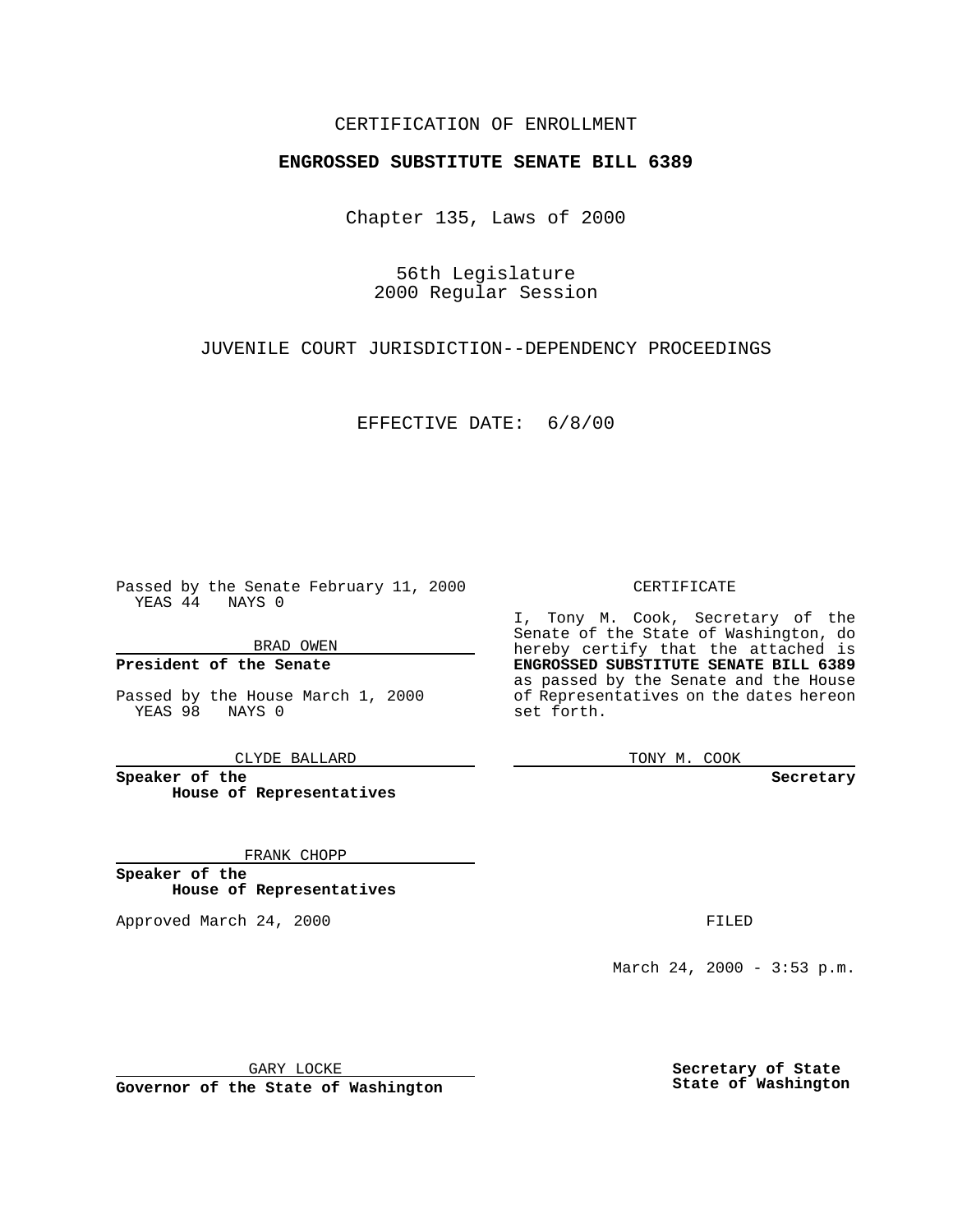CERTIFICATION OF ENROLLMENT

**ENGROSSED SUBSTITUTE SENATE BILL 6389**

Chapter 135, Laws of 2000

56th Legislature
2000 Regular Session

JUVENILE COURT JURISDICTION--DEPENDENCY PROCEEDINGS

EFFECTIVE DATE: 6/8/00

Passed by the Senate February 11, 2000
YEAS 44 NAYS 0

BRAD OWEN

**President of the Senate**

Passed by the House March 1, 2000
YEAS 98 NAYS 0

CLYDE BALLARD

**Speaker of the House of Representatives**

FRANK CHOPP

**Speaker of the House of Representatives**

Approved March 24, 2000

GARY LOCKE

**Governor of the State of Washington**

CERTIFICATE

I, Tony M. Cook, Secretary of the Senate of the State of Washington, do hereby certify that the attached is **ENGROSSED SUBSTITUTE SENATE BILL 6389** as passed by the Senate and the House of Representatives on the dates hereon set forth.

TONY M. COOK

**Secretary**

FILED

March 24, 2000 - 3:53 p.m.

**Secretary of State**
**State of Washington**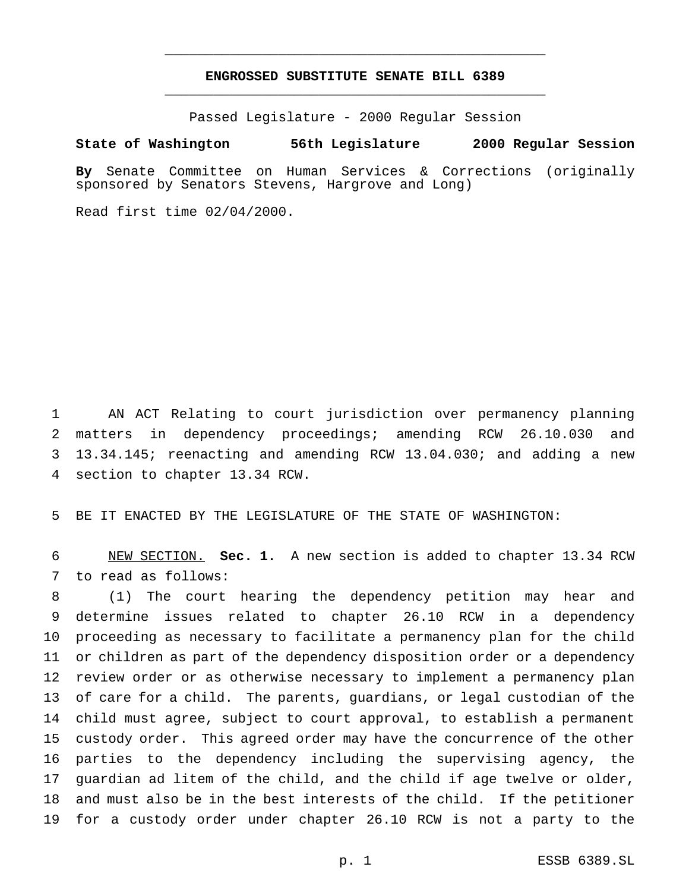# ENGROSSED SUBSTITUTE SENATE BILL 6389

Passed Legislature - 2000 Regular Session

**State of Washington 56th Legislature 2000 Regular Session**

**By** Senate Committee on Human Services & Corrections (originally sponsored by Senators Stevens, Hargrove and Long)

Read first time 02/04/2000.

1 AN ACT Relating to court jurisdiction over permanency planning
2 matters in dependency proceedings; amending RCW 26.10.030 and
3 13.34.145; reenacting and amending RCW 13.04.030; and adding a new
4 section to chapter 13.34 RCW.

5 BE IT ENACTED BY THE LEGISLATURE OF THE STATE OF WASHINGTON:

6 NEW SECTION. **Sec. 1.** A new section is added to chapter 13.34 RCW
7 to read as follows:

8 (1) The court hearing the dependency petition may hear and
9 determine issues related to chapter 26.10 RCW in a dependency
10 proceeding as necessary to facilitate a permanency plan for the child
11 or children as part of the dependency disposition order or a dependency
12 review order or as otherwise necessary to implement a permanency plan
13 of care for a child. The parents, guardians, or legal custodian of the
14 child must agree, subject to court approval, to establish a permanent
15 custody order. This agreed order may have the concurrence of the other
16 parties to the dependency including the supervising agency, the
17 guardian ad litem of the child, and the child if age twelve or older,
18 and must also be in the best interests of the child. If the petitioner
19 for a custody order under chapter 26.10 RCW is not a party to the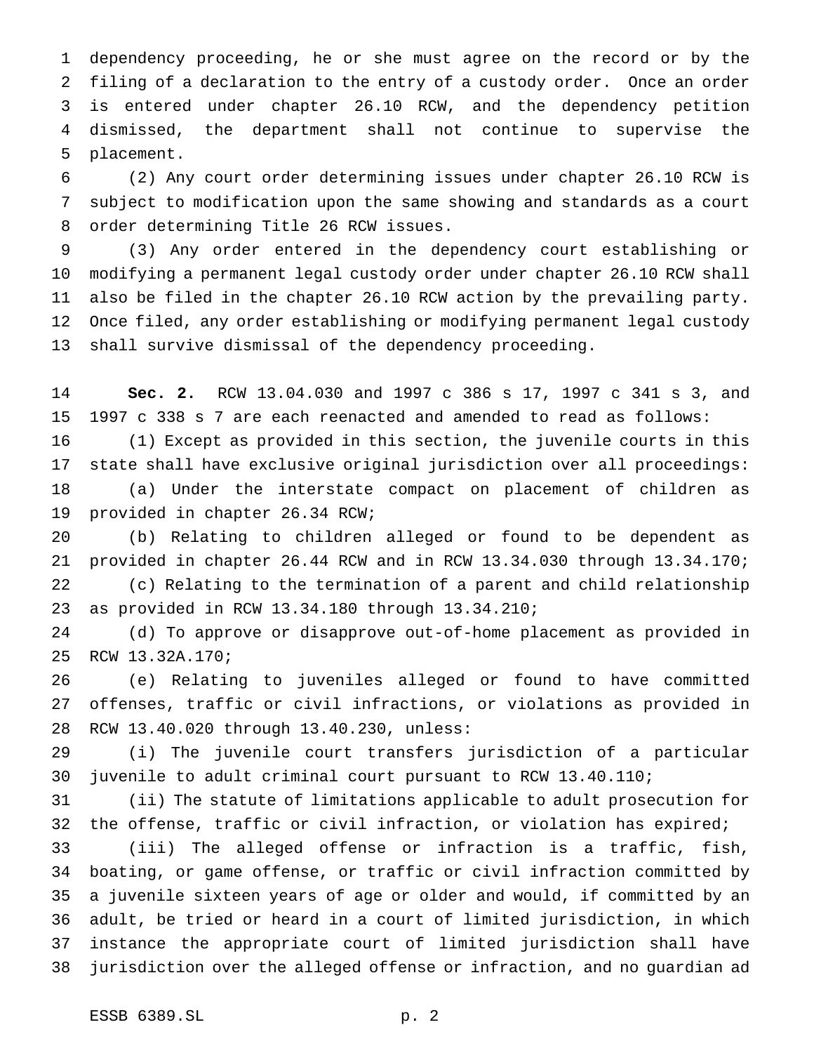dependency proceeding, he or she must agree on the record or by the filing of a declaration to the entry of a custody order. Once an order is entered under chapter 26.10 RCW, and the dependency petition dismissed, the department shall not continue to supervise the placement.

(2) Any court order determining issues under chapter 26.10 RCW is subject to modification upon the same showing and standards as a court order determining Title 26 RCW issues.

(3) Any order entered in the dependency court establishing or modifying a permanent legal custody order under chapter 26.10 RCW shall also be filed in the chapter 26.10 RCW action by the prevailing party. Once filed, any order establishing or modifying permanent legal custody shall survive dismissal of the dependency proceeding.

**Sec. 2.** RCW 13.04.030 and 1997 c 386 s 17, 1997 c 341 s 3, and 1997 c 338 s 7 are each reenacted and amended to read as follows:

(1) Except as provided in this section, the juvenile courts in this state shall have exclusive original jurisdiction over all proceedings:

(a) Under the interstate compact on placement of children as provided in chapter 26.34 RCW;

(b) Relating to children alleged or found to be dependent as provided in chapter 26.44 RCW and in RCW 13.34.030 through 13.34.170;

(c) Relating to the termination of a parent and child relationship as provided in RCW 13.34.180 through 13.34.210;

(d) To approve or disapprove out-of-home placement as provided in RCW 13.32A.170;

(e) Relating to juveniles alleged or found to have committed offenses, traffic or civil infractions, or violations as provided in RCW 13.40.020 through 13.40.230, unless:

(i) The juvenile court transfers jurisdiction of a particular juvenile to adult criminal court pursuant to RCW 13.40.110;

(ii) The statute of limitations applicable to adult prosecution for the offense, traffic or civil infraction, or violation has expired;

(iii) The alleged offense or infraction is a traffic, fish, boating, or game offense, or traffic or civil infraction committed by a juvenile sixteen years of age or older and would, if committed by an adult, be tried or heard in a court of limited jurisdiction, in which instance the appropriate court of limited jurisdiction shall have jurisdiction over the alleged offense or infraction, and no guardian ad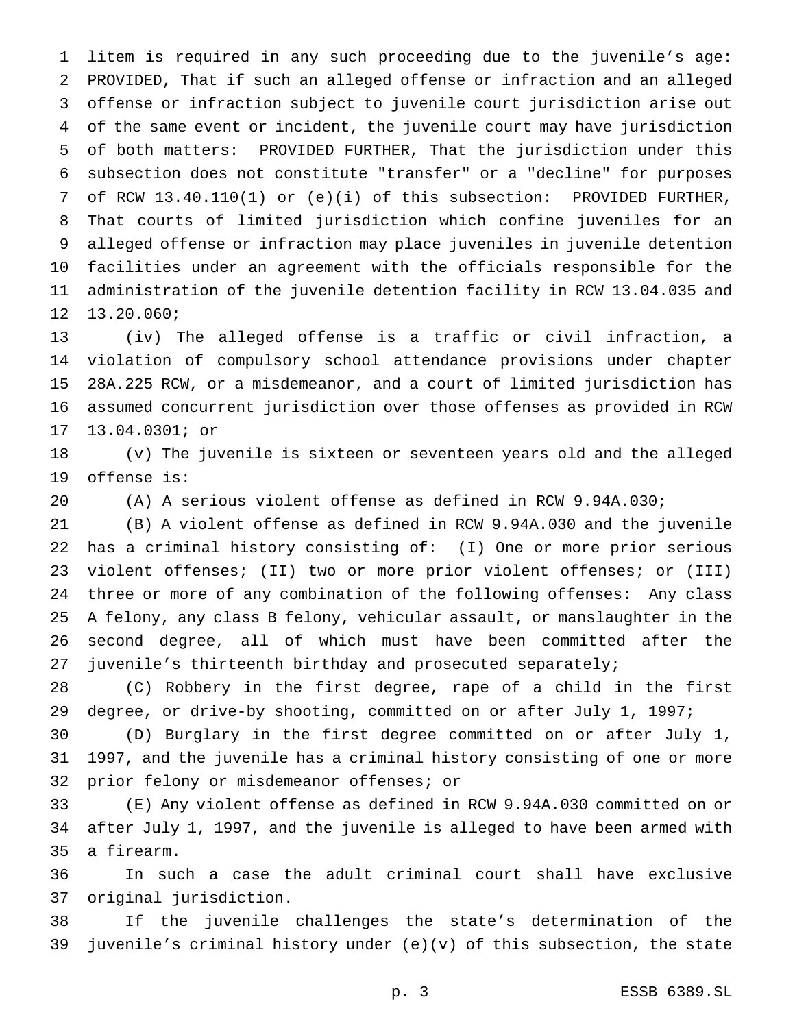litem is required in any such proceeding due to the juvenile's age: PROVIDED, That if such an alleged offense or infraction and an alleged offense or infraction subject to juvenile court jurisdiction arise out of the same event or incident, the juvenile court may have jurisdiction of both matters: PROVIDED FURTHER, That the jurisdiction under this subsection does not constitute "transfer" or a "decline" for purposes of RCW 13.40.110(1) or (e)(i) of this subsection: PROVIDED FURTHER, That courts of limited jurisdiction which confine juveniles for an alleged offense or infraction may place juveniles in juvenile detention facilities under an agreement with the officials responsible for the administration of the juvenile detention facility in RCW 13.04.035 and 13.20.060;

(iv) The alleged offense is a traffic or civil infraction, a violation of compulsory school attendance provisions under chapter 28A.225 RCW, or a misdemeanor, and a court of limited jurisdiction has assumed concurrent jurisdiction over those offenses as provided in RCW 13.04.0301; or

(v) The juvenile is sixteen or seventeen years old and the alleged offense is:

(A) A serious violent offense as defined in RCW 9.94A.030;

(B) A violent offense as defined in RCW 9.94A.030 and the juvenile has a criminal history consisting of: (I) One or more prior serious violent offenses; (II) two or more prior violent offenses; or (III) three or more of any combination of the following offenses: Any class A felony, any class B felony, vehicular assault, or manslaughter in the second degree, all of which must have been committed after the juvenile's thirteenth birthday and prosecuted separately;

(C) Robbery in the first degree, rape of a child in the first degree, or drive-by shooting, committed on or after July 1, 1997;

(D) Burglary in the first degree committed on or after July 1, 1997, and the juvenile has a criminal history consisting of one or more prior felony or misdemeanor offenses; or

(E) Any violent offense as defined in RCW 9.94A.030 committed on or after July 1, 1997, and the juvenile is alleged to have been armed with a firearm.

In such a case the adult criminal court shall have exclusive original jurisdiction.

If the juvenile challenges the state's determination of the juvenile's criminal history under (e)(v) of this subsection, the state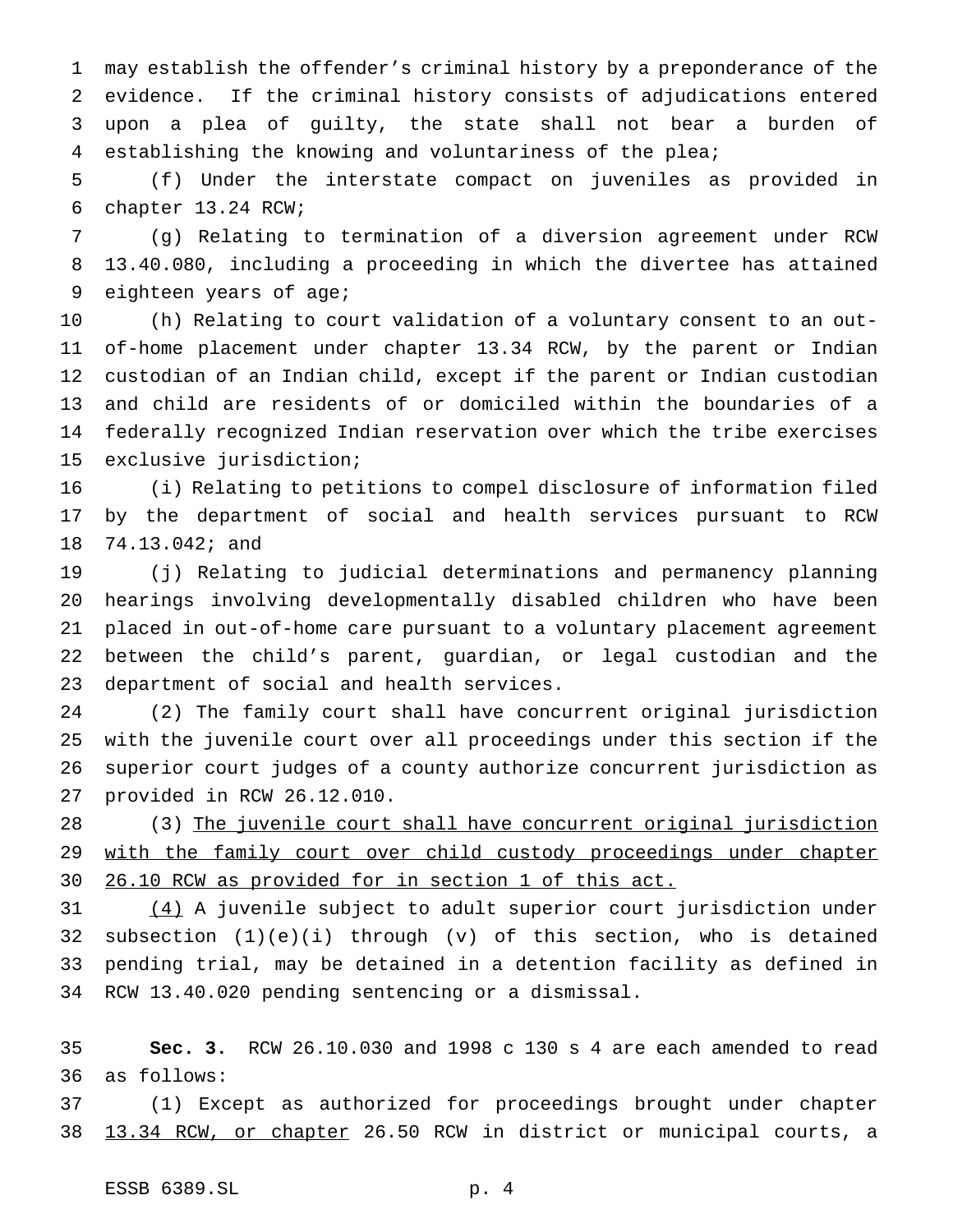may establish the offender's criminal history by a preponderance of the evidence. If the criminal history consists of adjudications entered upon a plea of guilty, the state shall not bear a burden of establishing the knowing and voluntariness of the plea;

(f) Under the interstate compact on juveniles as provided in chapter 13.24 RCW;

(g) Relating to termination of a diversion agreement under RCW 13.40.080, including a proceeding in which the divertee has attained eighteen years of age;

(h) Relating to court validation of a voluntary consent to an out-of-home placement under chapter 13.34 RCW, by the parent or Indian custodian of an Indian child, except if the parent or Indian custodian and child are residents of or domiciled within the boundaries of a federally recognized Indian reservation over which the tribe exercises exclusive jurisdiction;

(i) Relating to petitions to compel disclosure of information filed by the department of social and health services pursuant to RCW 74.13.042; and

(j) Relating to judicial determinations and permanency planning hearings involving developmentally disabled children who have been placed in out-of-home care pursuant to a voluntary placement agreement between the child's parent, guardian, or legal custodian and the department of social and health services.

(2) The family court shall have concurrent original jurisdiction with the juvenile court over all proceedings under this section if the superior court judges of a county authorize concurrent jurisdiction as provided in RCW 26.12.010.

(3) <u>The juvenile court shall have concurrent original jurisdiction with the family court over child custody proceedings under chapter 26.10 RCW as provided for in section 1 of this act.</u>

<u>(4)</u> A juvenile subject to adult superior court jurisdiction under subsection (1)(e)(i) through (v) of this section, who is detained pending trial, may be detained in a detention facility as defined in RCW 13.40.020 pending sentencing or a dismissal.

**Sec. 3.** RCW 26.10.030 and 1998 c 130 s 4 are each amended to read as follows:

(1) Except as authorized for proceedings brought under chapter <u>13.34 RCW, or chapter</u> 26.50 RCW in district or municipal courts, a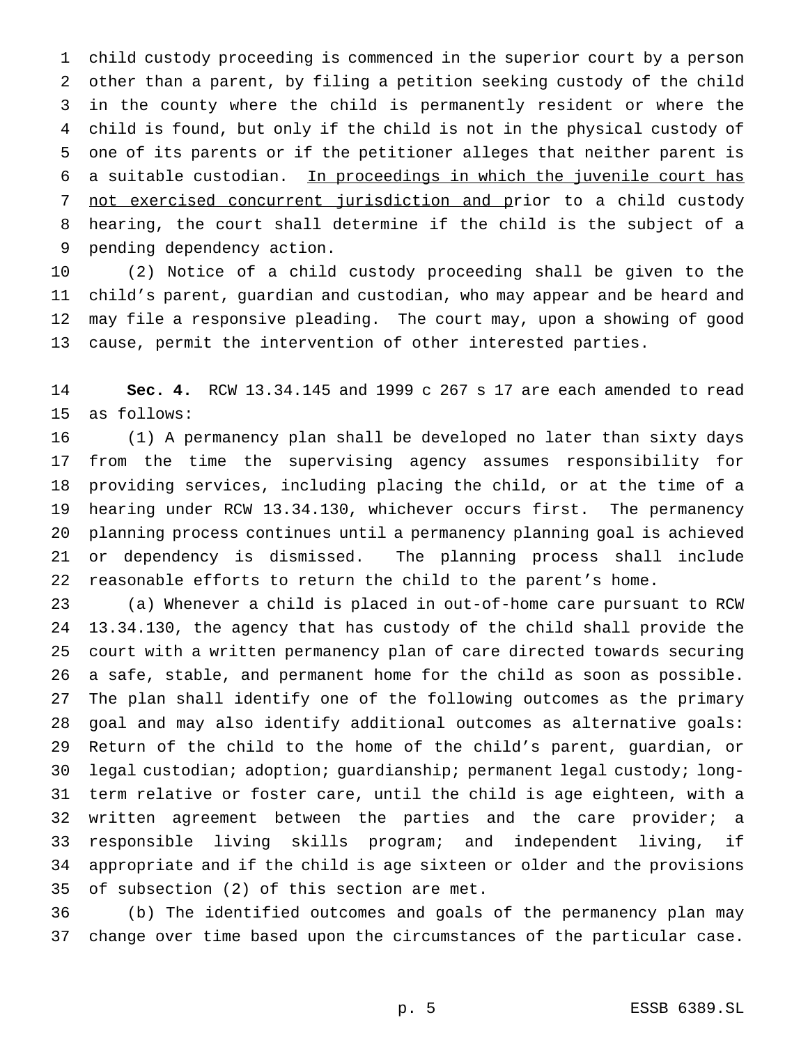child custody proceeding is commenced in the superior court by a person other than a parent, by filing a petition seeking custody of the child in the county where the child is permanently resident or where the child is found, but only if the child is not in the physical custody of one of its parents or if the petitioner alleges that neither parent is a suitable custodian. <u>In proceedings in which the juvenile court has not exercised concurrent jurisdiction and p</u>rior to a child custody hearing, the court shall determine if the child is the subject of a pending dependency action.

(2) Notice of a child custody proceeding shall be given to the child's parent, guardian and custodian, who may appear and be heard and may file a responsive pleading. The court may, upon a showing of good cause, permit the intervention of other interested parties.

**Sec. 4.** RCW 13.34.145 and 1999 c 267 s 17 are each amended to read as follows:

(1) A permanency plan shall be developed no later than sixty days from the time the supervising agency assumes responsibility for providing services, including placing the child, or at the time of a hearing under RCW 13.34.130, whichever occurs first. The permanency planning process continues until a permanency planning goal is achieved or dependency is dismissed. The planning process shall include reasonable efforts to return the child to the parent's home.

(a) Whenever a child is placed in out-of-home care pursuant to RCW 13.34.130, the agency that has custody of the child shall provide the court with a written permanency plan of care directed towards securing a safe, stable, and permanent home for the child as soon as possible. The plan shall identify one of the following outcomes as the primary goal and may also identify additional outcomes as alternative goals: Return of the child to the home of the child's parent, guardian, or legal custodian; adoption; guardianship; permanent legal custody; long-term relative or foster care, until the child is age eighteen, with a written agreement between the parties and the care provider; a responsible living skills program; and independent living, if appropriate and if the child is age sixteen or older and the provisions of subsection (2) of this section are met.

(b) The identified outcomes and goals of the permanency plan may change over time based upon the circumstances of the particular case.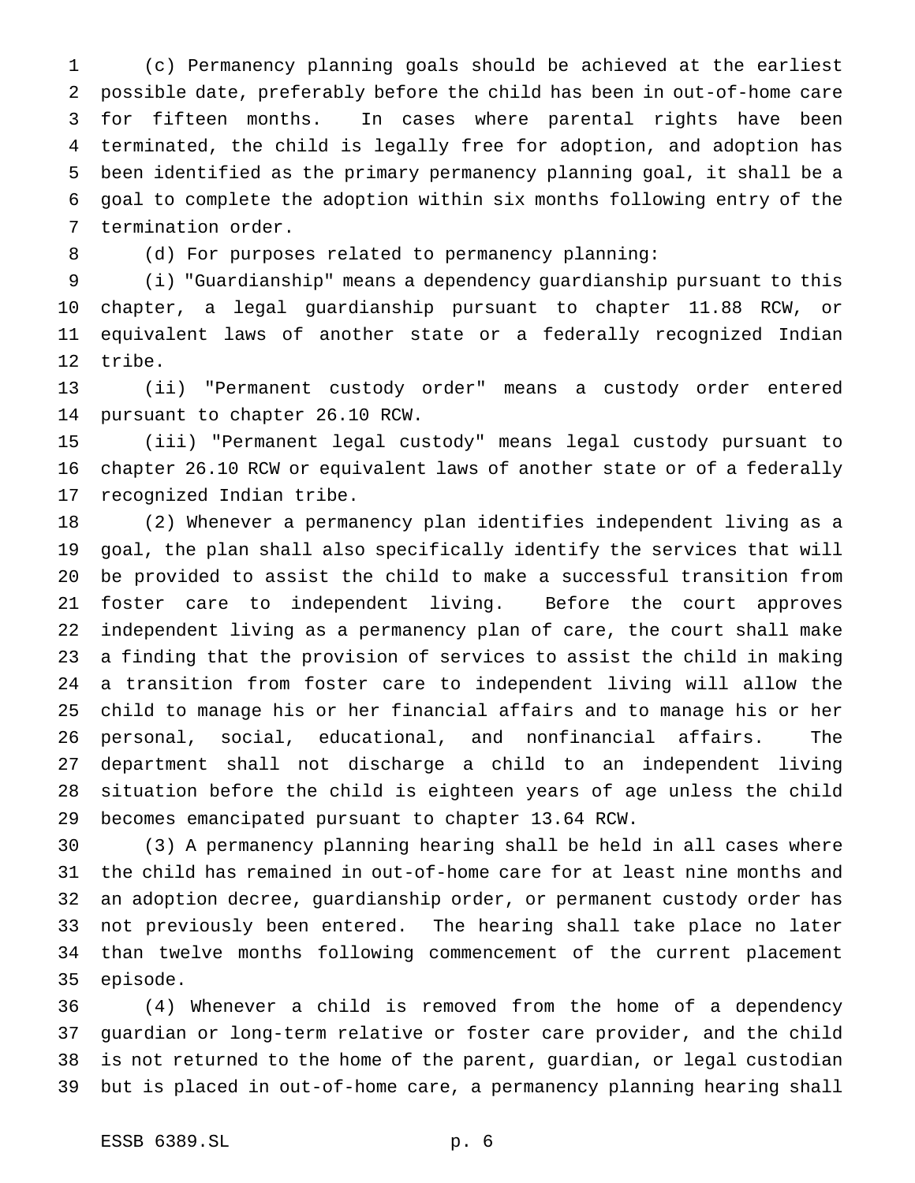(c) Permanency planning goals should be achieved at the earliest possible date, preferably before the child has been in out-of-home care for fifteen months. In cases where parental rights have been terminated, the child is legally free for adoption, and adoption has been identified as the primary permanency planning goal, it shall be a goal to complete the adoption within six months following entry of the termination order.

(d) For purposes related to permanency planning:

(i) "Guardianship" means a dependency guardianship pursuant to this chapter, a legal guardianship pursuant to chapter 11.88 RCW, or equivalent laws of another state or a federally recognized Indian tribe.

(ii) "Permanent custody order" means a custody order entered pursuant to chapter 26.10 RCW.

(iii) "Permanent legal custody" means legal custody pursuant to chapter 26.10 RCW or equivalent laws of another state or of a federally recognized Indian tribe.

(2) Whenever a permanency plan identifies independent living as a goal, the plan shall also specifically identify the services that will be provided to assist the child to make a successful transition from foster care to independent living. Before the court approves independent living as a permanency plan of care, the court shall make a finding that the provision of services to assist the child in making a transition from foster care to independent living will allow the child to manage his or her financial affairs and to manage his or her personal, social, educational, and nonfinancial affairs. The department shall not discharge a child to an independent living situation before the child is eighteen years of age unless the child becomes emancipated pursuant to chapter 13.64 RCW.

(3) A permanency planning hearing shall be held in all cases where the child has remained in out-of-home care for at least nine months and an adoption decree, guardianship order, or permanent custody order has not previously been entered. The hearing shall take place no later than twelve months following commencement of the current placement episode.

(4) Whenever a child is removed from the home of a dependency guardian or long-term relative or foster care provider, and the child is not returned to the home of the parent, guardian, or legal custodian but is placed in out-of-home care, a permanency planning hearing shall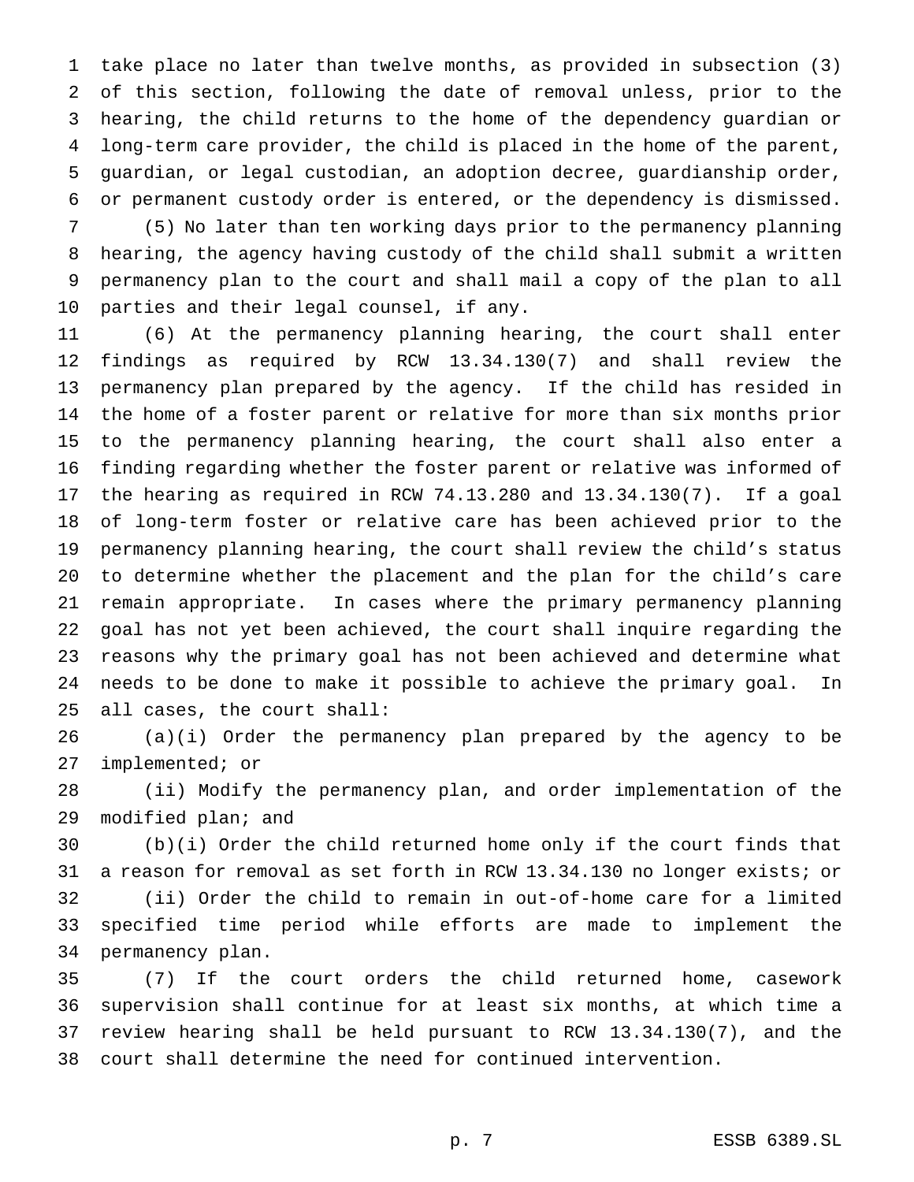take place no later than twelve months, as provided in subsection (3) of this section, following the date of removal unless, prior to the hearing, the child returns to the home of the dependency guardian or long-term care provider, the child is placed in the home of the parent, guardian, or legal custodian, an adoption decree, guardianship order, or permanent custody order is entered, or the dependency is dismissed.

(5) No later than ten working days prior to the permanency planning hearing, the agency having custody of the child shall submit a written permanency plan to the court and shall mail a copy of the plan to all parties and their legal counsel, if any.

(6) At the permanency planning hearing, the court shall enter findings as required by RCW 13.34.130(7) and shall review the permanency plan prepared by the agency. If the child has resided in the home of a foster parent or relative for more than six months prior to the permanency planning hearing, the court shall also enter a finding regarding whether the foster parent or relative was informed of the hearing as required in RCW 74.13.280 and 13.34.130(7). If a goal of long-term foster or relative care has been achieved prior to the permanency planning hearing, the court shall review the child's status to determine whether the placement and the plan for the child's care remain appropriate. In cases where the primary permanency planning goal has not yet been achieved, the court shall inquire regarding the reasons why the primary goal has not been achieved and determine what needs to be done to make it possible to achieve the primary goal. In all cases, the court shall:

(a)(i) Order the permanency plan prepared by the agency to be implemented; or

(ii) Modify the permanency plan, and order implementation of the modified plan; and

(b)(i) Order the child returned home only if the court finds that a reason for removal as set forth in RCW 13.34.130 no longer exists; or

(ii) Order the child to remain in out-of-home care for a limited specified time period while efforts are made to implement the permanency plan.

(7) If the court orders the child returned home, casework supervision shall continue for at least six months, at which time a review hearing shall be held pursuant to RCW 13.34.130(7), and the court shall determine the need for continued intervention.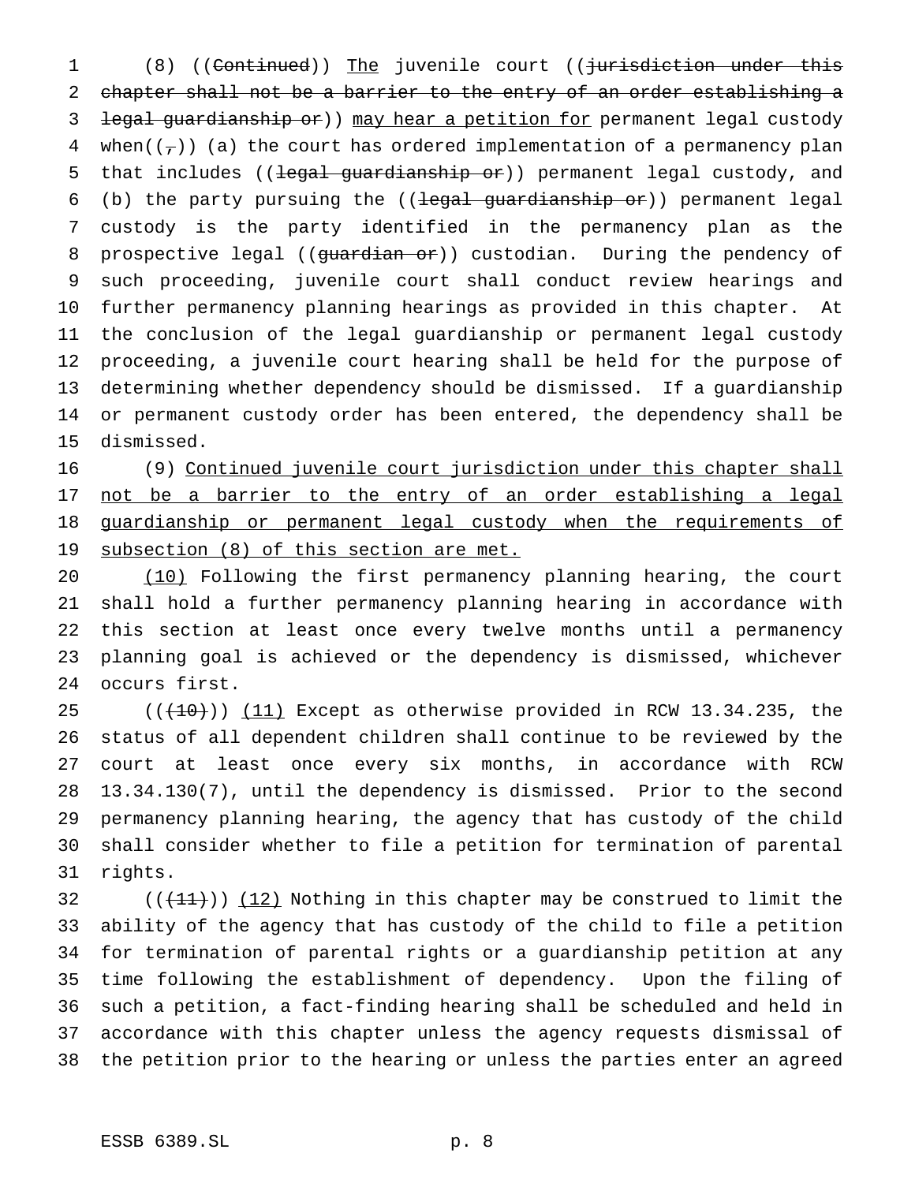(8) ((~~Continued~~)) The juvenile court ((~~jurisdiction under this chapter shall not be a barrier to the entry of an order establishing a legal guardianship or~~)) may hear a petition for permanent legal custody when((~~,~~)) (a) the court has ordered implementation of a permanency plan that includes ((~~legal guardianship or~~)) permanent legal custody, and (b) the party pursuing the ((~~legal guardianship or~~)) permanent legal custody is the party identified in the permanency plan as the prospective legal ((~~guardian or~~)) custodian. During the pendency of such proceeding, juvenile court shall conduct review hearings and further permanency planning hearings as provided in this chapter. At the conclusion of the legal guardianship or permanent legal custody proceeding, a juvenile court hearing shall be held for the purpose of determining whether dependency should be dismissed. If a guardianship or permanent custody order has been entered, the dependency shall be dismissed.

(9) Continued juvenile court jurisdiction under this chapter shall not be a barrier to the entry of an order establishing a legal guardianship or permanent legal custody when the requirements of subsection (8) of this section are met.

(10) Following the first permanency planning hearing, the court shall hold a further permanency planning hearing in accordance with this section at least once every twelve months until a permanency planning goal is achieved or the dependency is dismissed, whichever occurs first.

((~~(10)~~)) (11) Except as otherwise provided in RCW 13.34.235, the status of all dependent children shall continue to be reviewed by the court at least once every six months, in accordance with RCW 13.34.130(7), until the dependency is dismissed. Prior to the second permanency planning hearing, the agency that has custody of the child shall consider whether to file a petition for termination of parental rights.

((~~(11)~~)) (12) Nothing in this chapter may be construed to limit the ability of the agency that has custody of the child to file a petition for termination of parental rights or a guardianship petition at any time following the establishment of dependency. Upon the filing of such a petition, a fact-finding hearing shall be scheduled and held in accordance with this chapter unless the agency requests dismissal of the petition prior to the hearing or unless the parties enter an agreed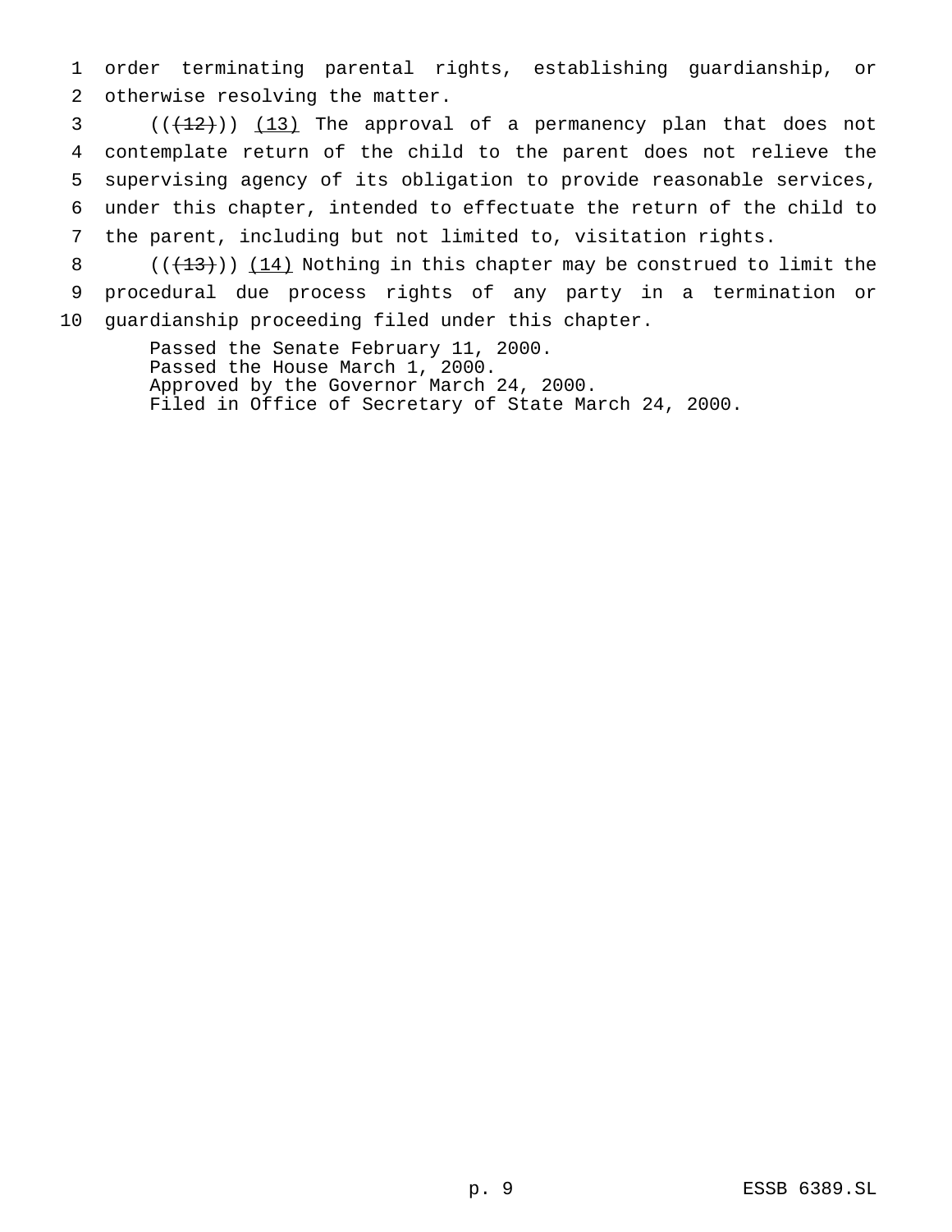order terminating parental rights, establishing guardianship, or otherwise resolving the matter.

((~~(12)~~)) (13) The approval of a permanency plan that does not contemplate return of the child to the parent does not relieve the supervising agency of its obligation to provide reasonable services, under this chapter, intended to effectuate the return of the child to the parent, including but not limited to, visitation rights.

((~~(13)~~)) (14) Nothing in this chapter may be construed to limit the procedural due process rights of any party in a termination or guardianship proceeding filed under this chapter.

Passed the Senate February 11, 2000.
Passed the House March 1, 2000.
Approved by the Governor March 24, 2000.
Filed in Office of Secretary of State March 24, 2000.